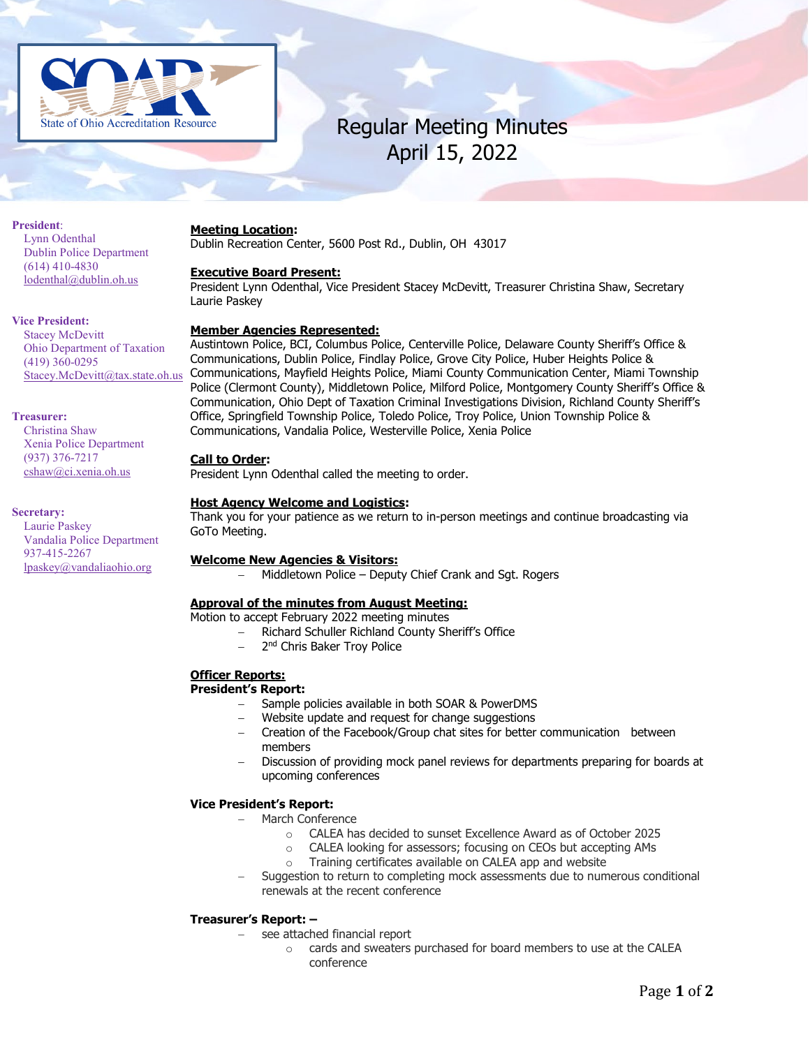# Regular Meeting Minutes
April 15, 2022

**President:**
Lynn Odenthal
Dublin Police Department
(614) 410-4830
lodenthal@dublin.oh.us

**Vice President:**
Stacey McDevitt
Ohio Department of Taxation
(419) 360-0295
Stacey.McDevitt@tax.state.oh.us

**Treasurer:**
Christina Shaw
Xenia Police Department
(937) 376-7217
cshaw@ci.xenia.oh.us

**Secretary:**
Laurie Paskey
Vandalia Police Department
937-415-2267
lpaskey@vandaliaohio.org

**Meeting Location:**
Dublin Recreation Center, 5600 Post Rd., Dublin, OH 43017

**Executive Board Present:**
President Lynn Odenthal, Vice President Stacey McDevitt, Treasurer Christina Shaw, Secretary Laurie Paskey

**Member Agencies Represented:**
Austintown Police, BCI, Columbus Police, Centerville Police, Delaware County Sheriff's Office & Communications, Dublin Police, Findlay Police, Grove City Police, Huber Heights Police & Communications, Mayfield Heights Police, Miami County Communication Center, Miami Township Police (Clermont County), Middletown Police, Milford Police, Montgomery County Sheriff's Office & Communication, Ohio Dept of Taxation Criminal Investigations Division, Richland County Sheriff's Office, Springfield Township Police, Toledo Police, Troy Police, Union Township Police & Communications, Vandalia Police, Westerville Police, Xenia Police

**Call to Order:**
President Lynn Odenthal called the meeting to order.

**Host Agency Welcome and Logistics:**
Thank you for your patience as we return to in-person meetings and continue broadcasting via GoTo Meeting.

**Welcome New Agencies & Visitors:**

- Middletown Police – Deputy Chief Crank and Sgt. Rogers

**Approval of the minutes from August Meeting:**
Motion to accept February 2022 meeting minutes

- Richard Schuller Richland County Sheriff's Office
- 2nd Chris Baker Troy Police

**Officer Reports:**

**President's Report:**

- Sample policies available in both SOAR & PowerDMS
- Website update and request for change suggestions
- Creation of the Facebook/Group chat sites for better communication between members
- Discussion of providing mock panel reviews for departments preparing for boards at upcoming conferences

**Vice President's Report:**

- March Conference
  - CALEA has decided to sunset Excellence Award as of October 2025
  - CALEA looking for assessors; focusing on CEOs but accepting AMs
  - Training certificates available on CALEA app and website
- Suggestion to return to completing mock assessments due to numerous conditional renewals at the recent conference

**Treasurer's Report: –**

- see attached financial report
  - cards and sweaters purchased for board members to use at the CALEA conference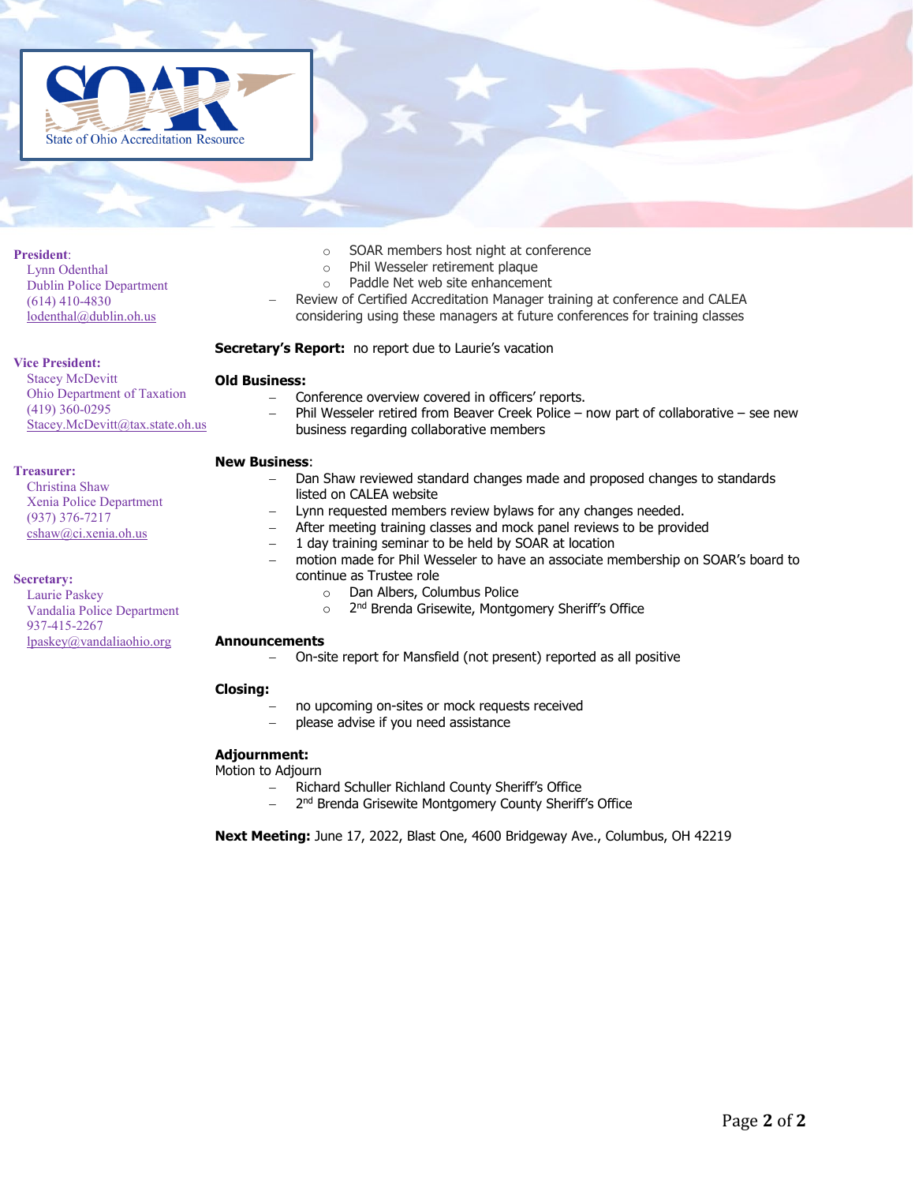**President**:
Lynn Odenthal
Dublin Police Department
(614) 410-4830
lodenthal@dublin.oh.us

**Vice President:**
Stacey McDevitt
Ohio Department of Taxation
(419) 360-0295
Stacey.McDevitt@tax.state.oh.us

**Treasurer:**
Christina Shaw
Xenia Police Department
(937) 376-7217
cshaw@ci.xenia.oh.us

**Secretary:**
Laurie Paskey
Vandalia Police Department
937-415-2267
lpaskey@vandaliaohio.org

- SOAR members host night at conference
- Phil Wesseler retirement plaque
- Paddle Net web site enhancement

- Review of Certified Accreditation Manager training at conference and CALEA considering using these managers at future conferences for training classes

**Secretary's Report:** no report due to Laurie's vacation

**Old Business:**

- Conference overview covered in officers' reports.
- Phil Wesseler retired from Beaver Creek Police – now part of collaborative – see new business regarding collaborative members

**New Business**:

- Dan Shaw reviewed standard changes made and proposed changes to standards listed on CALEA website
- Lynn requested members review bylaws for any changes needed.
- After meeting training classes and mock panel reviews to be provided
- 1 day training seminar to be held by SOAR at location
- motion made for Phil Wesseler to have an associate membership on SOAR's board to continue as Trustee role
  - Dan Albers, Columbus Police
  - 2nd Brenda Grisewite, Montgomery Sheriff's Office

**Announcements**

- On-site report for Mansfield (not present) reported as all positive

**Closing:**

- no upcoming on-sites or mock requests received
- please advise if you need assistance

**Adjournment:**
Motion to Adjourn

- Richard Schuller Richland County Sheriff's Office
- 2nd Brenda Grisewite Montgomery County Sheriff's Office

**Next Meeting:** June 17, 2022, Blast One, 4600 Bridgeway Ave., Columbus, OH 42219